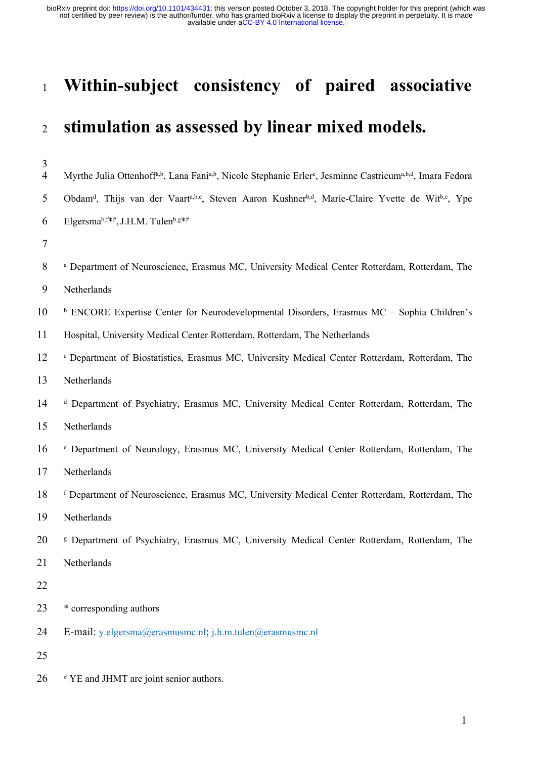# Within-subject consistency of paired associative stimulation as assessed by linear mixed models.

Myrthe Julia Ottenhoff[a,b], Lana Fani[a,b], Nicole Stephanie Erler[c], Jesminne Castricum[a,b,d], Imara Fedora Obdam[d], Thijs van der Vaart[a,b,e], Steven Aaron Kushner[b,d], Marie-Claire Yvette de Wit[b,e], Ype Elgersma[b,f*#], J.H.M. Tulen[b,g*#]

[a] Department of Neuroscience, Erasmus MC, University Medical Center Rotterdam, Rotterdam, The Netherlands

[b] ENCORE Expertise Center for Neurodevelopmental Disorders, Erasmus MC – Sophia Children's Hospital, University Medical Center Rotterdam, Rotterdam, The Netherlands

[c] Department of Biostatistics, Erasmus MC, University Medical Center Rotterdam, Rotterdam, The Netherlands

[d] Department of Psychiatry, Erasmus MC, University Medical Center Rotterdam, Rotterdam, The Netherlands

[e] Department of Neurology, Erasmus MC, University Medical Center Rotterdam, Rotterdam, The Netherlands

[f] Department of Neuroscience, Erasmus MC, University Medical Center Rotterdam, Rotterdam, The Netherlands

[g] Department of Psychiatry, Erasmus MC, University Medical Center Rotterdam, Rotterdam, The Netherlands

* corresponding authors

E-mail: y.elgersma@erasmusmc.nl; j.h.m.tulen@erasmusmc.nl

[#] YE and JHMT are joint senior authors.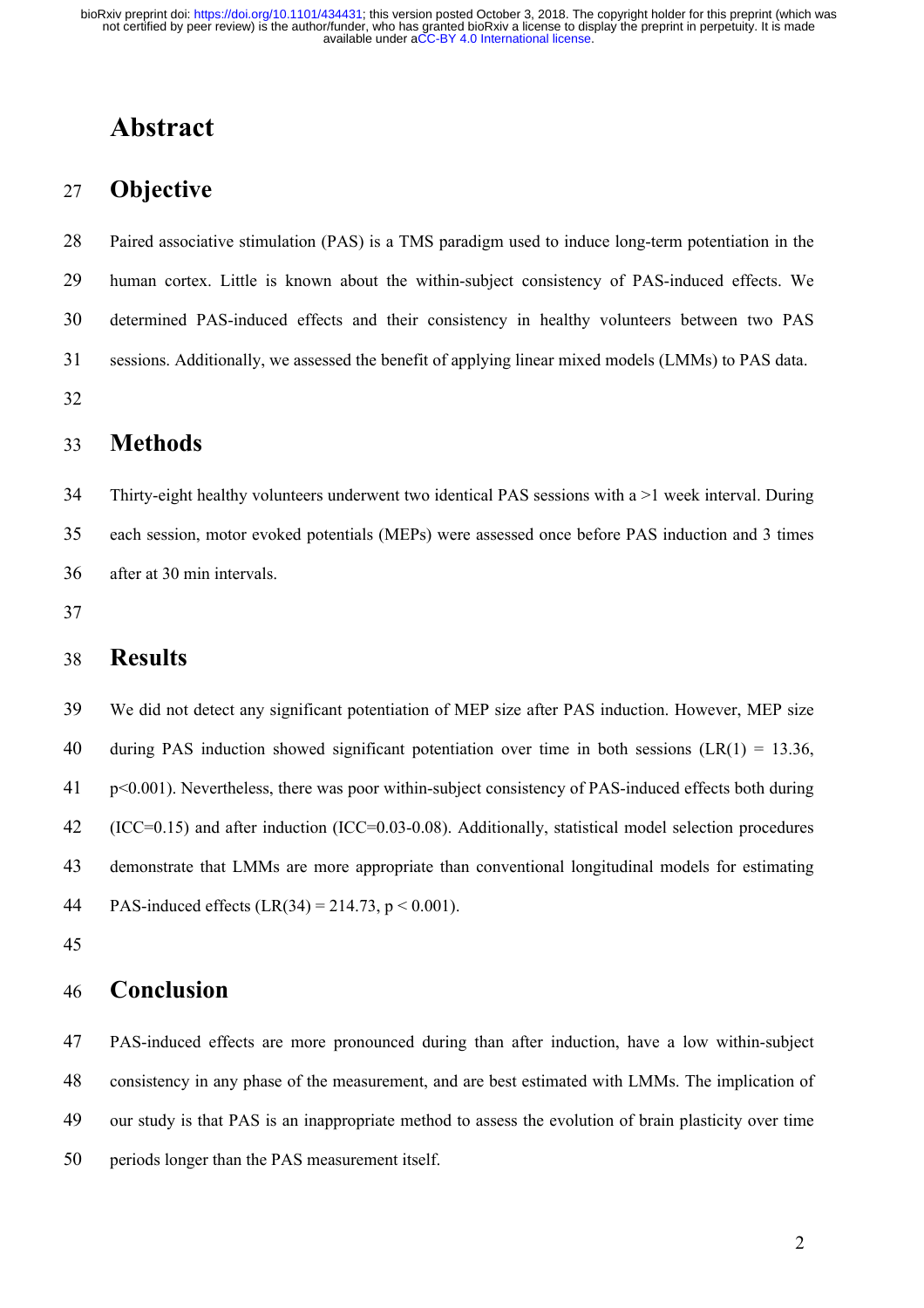# Abstract

## Objective

Paired associative stimulation (PAS) is a TMS paradigm used to induce long-term potentiation in the human cortex. Little is known about the within-subject consistency of PAS-induced effects. We determined PAS-induced effects and their consistency in healthy volunteers between two PAS sessions. Additionally, we assessed the benefit of applying linear mixed models (LMMs) to PAS data.

## Methods

Thirty-eight healthy volunteers underwent two identical PAS sessions with a >1 week interval. During each session, motor evoked potentials (MEPs) were assessed once before PAS induction and 3 times after at 30 min intervals.

## Results

We did not detect any significant potentiation of MEP size after PAS induction. However, MEP size during PAS induction showed significant potentiation over time in both sessions ($LR(1) = 13.36$, $p<0.001$). Nevertheless, there was poor within-subject consistency of PAS-induced effects both during ($ICC=0.15$) and after induction ($ICC=0.03$-$0.08$). Additionally, statistical model selection procedures demonstrate that LMMs are more appropriate than conventional longitudinal models for estimating PAS-induced effects ($LR(34) = 214.73$, $p < 0.001$).

## Conclusion

PAS-induced effects are more pronounced during than after induction, have a low within-subject consistency in any phase of the measurement, and are best estimated with LMMs. The implication of our study is that PAS is an inappropriate method to assess the evolution of brain plasticity over time periods longer than the PAS measurement itself.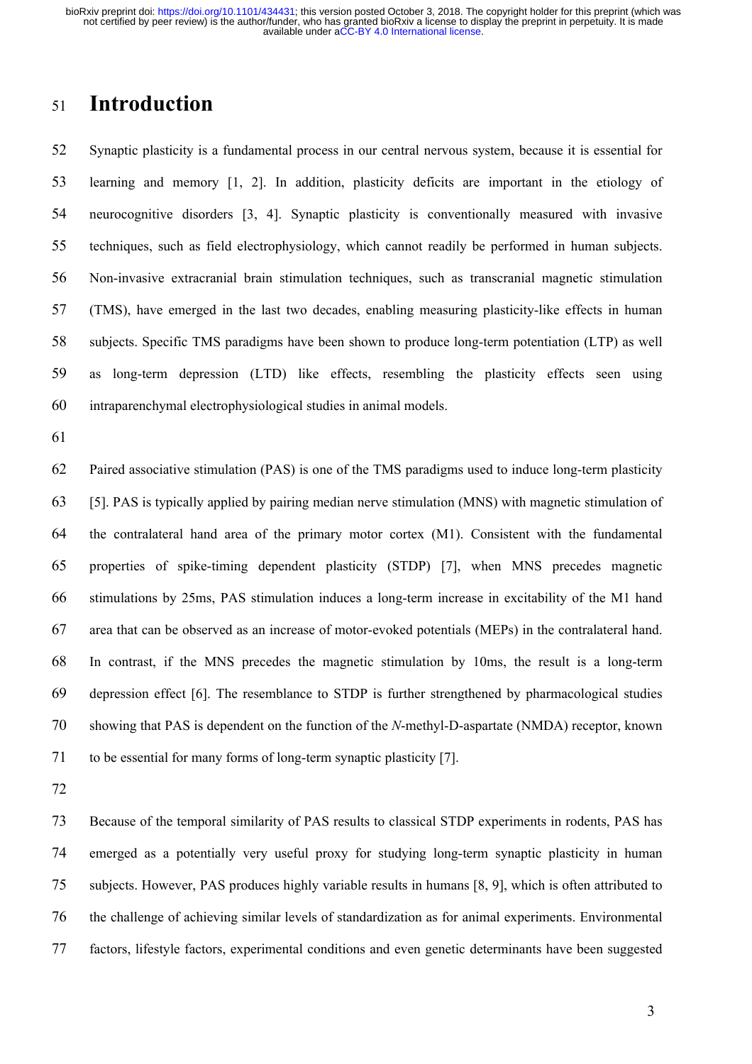# Introduction

Synaptic plasticity is a fundamental process in our central nervous system, because it is essential for learning and memory [1, 2]. In addition, plasticity deficits are important in the etiology of neurocognitive disorders [3, 4]. Synaptic plasticity is conventionally measured with invasive techniques, such as field electrophysiology, which cannot readily be performed in human subjects. Non-invasive extracranial brain stimulation techniques, such as transcranial magnetic stimulation (TMS), have emerged in the last two decades, enabling measuring plasticity-like effects in human subjects. Specific TMS paradigms have been shown to produce long-term potentiation (LTP) as well as long-term depression (LTD) like effects, resembling the plasticity effects seen using intraparenchymal electrophysiological studies in animal models.

Paired associative stimulation (PAS) is one of the TMS paradigms used to induce long-term plasticity [5]. PAS is typically applied by pairing median nerve stimulation (MNS) with magnetic stimulation of the contralateral hand area of the primary motor cortex (M1). Consistent with the fundamental properties of spike-timing dependent plasticity (STDP) [7], when MNS precedes magnetic stimulations by 25ms, PAS stimulation induces a long-term increase in excitability of the M1 hand area that can be observed as an increase of motor-evoked potentials (MEPs) in the contralateral hand. In contrast, if the MNS precedes the magnetic stimulation by 10ms, the result is a long-term depression effect [6]. The resemblance to STDP is further strengthened by pharmacological studies showing that PAS is dependent on the function of the *N*-methyl-D-aspartate (NMDA) receptor, known to be essential for many forms of long-term synaptic plasticity [7].

Because of the temporal similarity of PAS results to classical STDP experiments in rodents, PAS has emerged as a potentially very useful proxy for studying long-term synaptic plasticity in human subjects. However, PAS produces highly variable results in humans [8, 9], which is often attributed to the challenge of achieving similar levels of standardization as for animal experiments. Environmental factors, lifestyle factors, experimental conditions and even genetic determinants have been suggested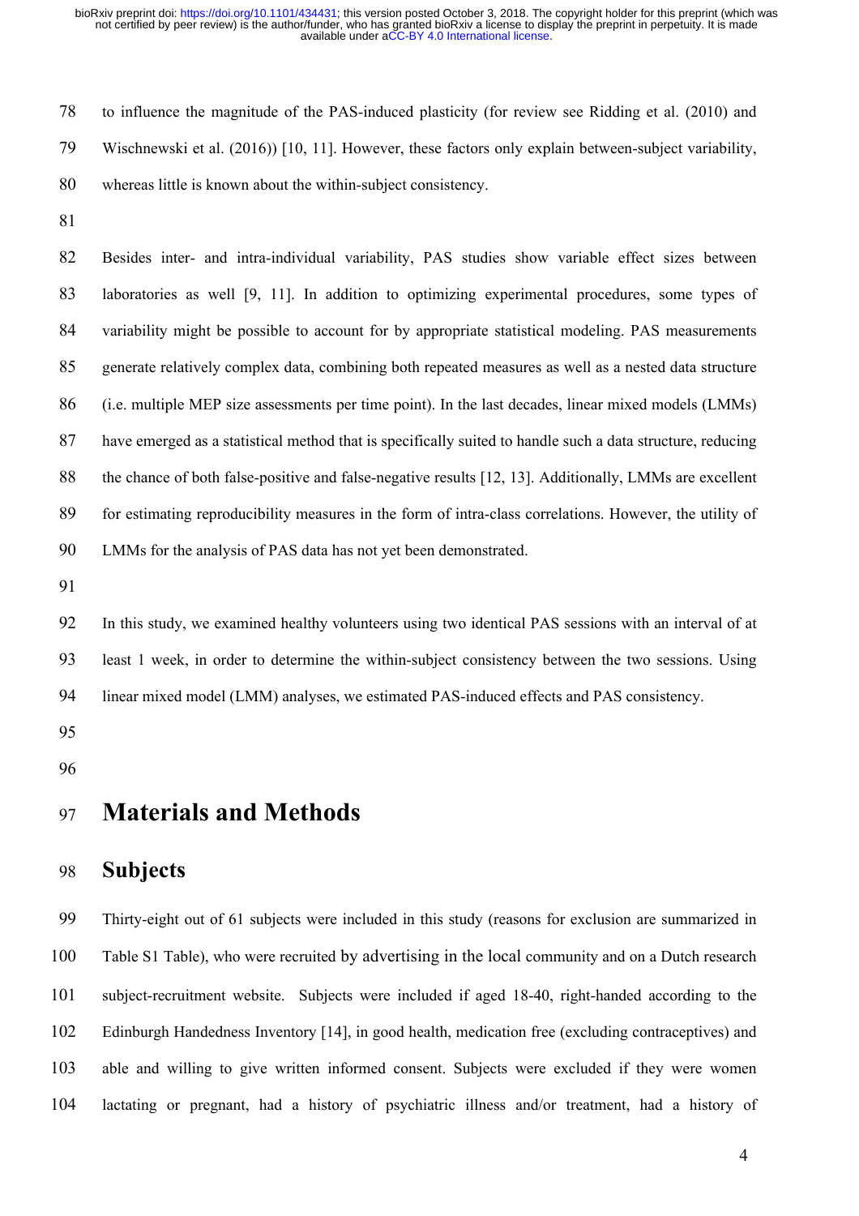to influence the magnitude of the PAS-induced plasticity (for review see Ridding et al. (2010) and Wischnewski et al. (2016)) [10, 11]. However, these factors only explain between-subject variability, whereas little is known about the within-subject consistency.

Besides inter- and intra-individual variability, PAS studies show variable effect sizes between laboratories as well [9, 11]. In addition to optimizing experimental procedures, some types of variability might be possible to account for by appropriate statistical modeling. PAS measurements generate relatively complex data, combining both repeated measures as well as a nested data structure (i.e. multiple MEP size assessments per time point). In the last decades, linear mixed models (LMMs) have emerged as a statistical method that is specifically suited to handle such a data structure, reducing the chance of both false-positive and false-negative results [12, 13]. Additionally, LMMs are excellent for estimating reproducibility measures in the form of intra-class correlations. However, the utility of LMMs for the analysis of PAS data has not yet been demonstrated.

In this study, we examined healthy volunteers using two identical PAS sessions with an interval of at least 1 week, in order to determine the within-subject consistency between the two sessions. Using linear mixed model (LMM) analyses, we estimated PAS-induced effects and PAS consistency.

# Materials and Methods

## Subjects

Thirty-eight out of 61 subjects were included in this study (reasons for exclusion are summarized in Table S1 Table), who were recruited by advertising in the local community and on a Dutch research subject-recruitment website. Subjects were included if aged 18-40, right-handed according to the Edinburgh Handedness Inventory [14], in good health, medication free (excluding contraceptives) and able and willing to give written informed consent. Subjects were excluded if they were women lactating or pregnant, had a history of psychiatric illness and/or treatment, had a history of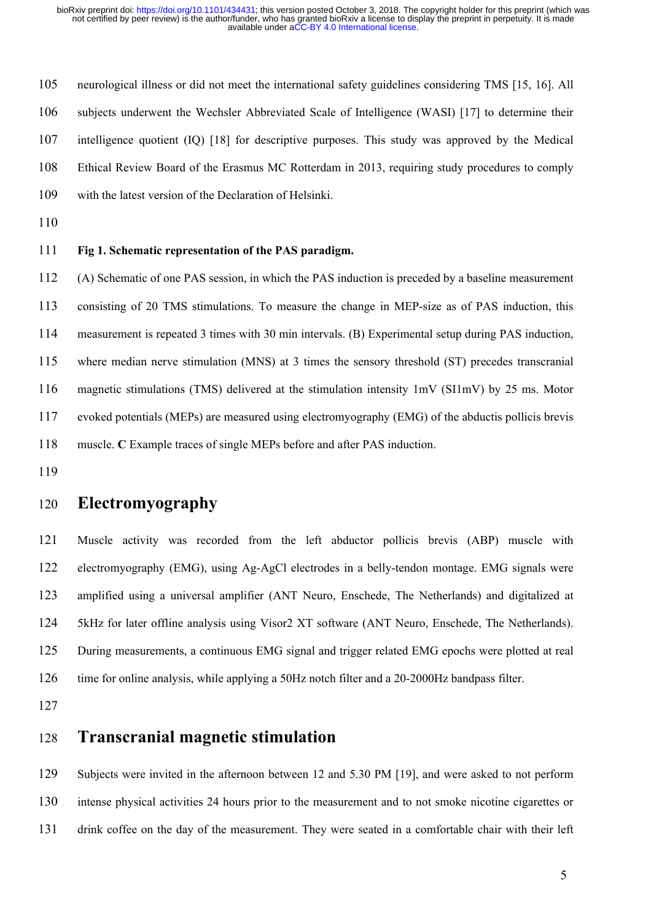neurological illness or did not meet the international safety guidelines considering TMS [15, 16]. All subjects underwent the Wechsler Abbreviated Scale of Intelligence (WASI) [17] to determine their intelligence quotient (IQ) [18] for descriptive purposes. This study was approved by the Medical Ethical Review Board of the Erasmus MC Rotterdam in 2013, requiring study procedures to comply with the latest version of the Declaration of Helsinki.

**Fig 1. Schematic representation of the PAS paradigm.**

(A) Schematic of one PAS session, in which the PAS induction is preceded by a baseline measurement consisting of 20 TMS stimulations. To measure the change in MEP-size as of PAS induction, this measurement is repeated 3 times with 30 min intervals. (B) Experimental setup during PAS induction, where median nerve stimulation (MNS) at 3 times the sensory threshold (ST) precedes transcranial magnetic stimulations (TMS) delivered at the stimulation intensity 1mV (SI1mV) by 25 ms. Motor evoked potentials (MEPs) are measured using electromyography (EMG) of the abductis pollicis brevis muscle. **C** Example traces of single MEPs before and after PAS induction.

# Electromyography

Muscle activity was recorded from the left abductor pollicis brevis (ABP) muscle with electromyography (EMG), using Ag-AgCl electrodes in a belly-tendon montage. EMG signals were amplified using a universal amplifier (ANT Neuro, Enschede, The Netherlands) and digitalized at 5kHz for later offline analysis using Visor2 XT software (ANT Neuro, Enschede, The Netherlands). During measurements, a continuous EMG signal and trigger related EMG epochs were plotted at real time for online analysis, while applying a 50Hz notch filter and a 20-2000Hz bandpass filter.

# Transcranial magnetic stimulation

Subjects were invited in the afternoon between 12 and 5.30 PM [19], and were asked to not perform intense physical activities 24 hours prior to the measurement and to not smoke nicotine cigarettes or drink coffee on the day of the measurement. They were seated in a comfortable chair with their left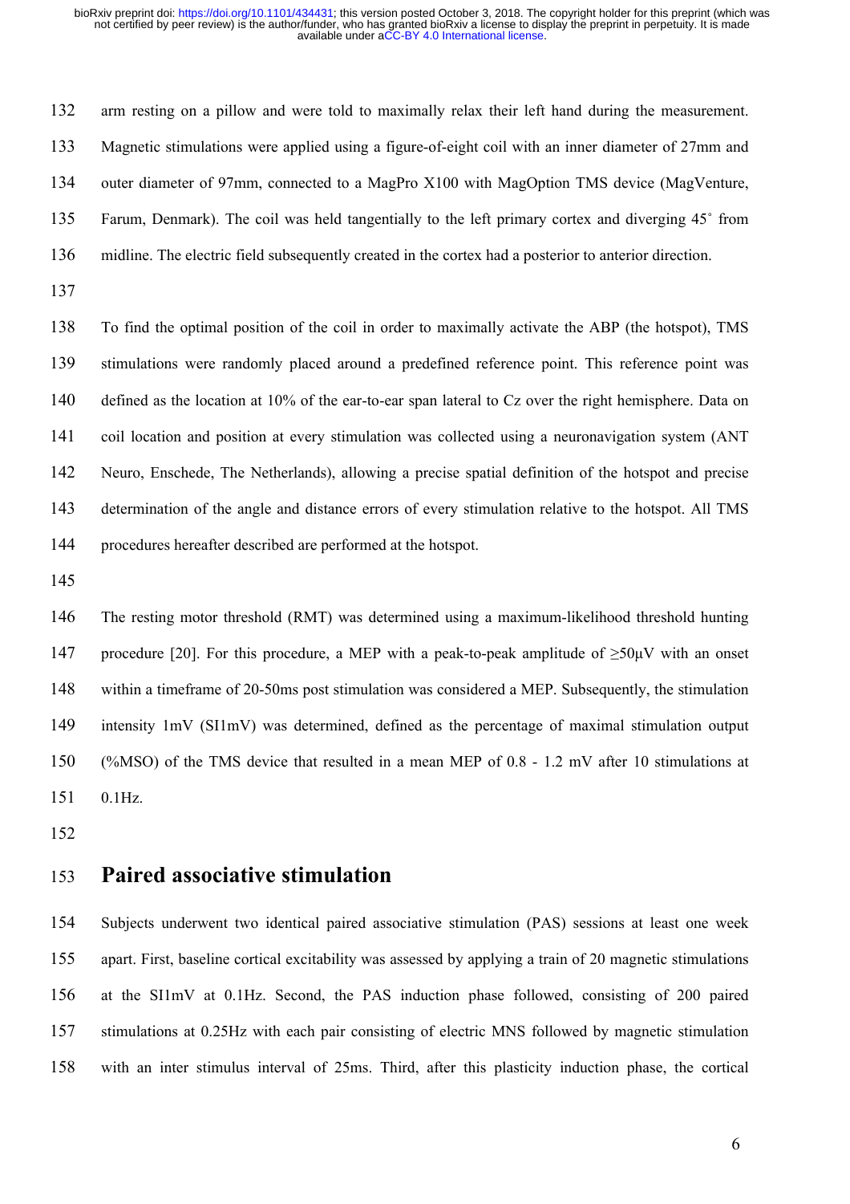arm resting on a pillow and were told to maximally relax their left hand during the measurement. Magnetic stimulations were applied using a figure-of-eight coil with an inner diameter of 27mm and outer diameter of 97mm, connected to a MagPro X100 with MagOption TMS device (MagVenture, Farum, Denmark). The coil was held tangentially to the left primary cortex and diverging 45˚ from midline. The electric field subsequently created in the cortex had a posterior to anterior direction.

To find the optimal position of the coil in order to maximally activate the ABP (the hotspot), TMS stimulations were randomly placed around a predefined reference point. This reference point was defined as the location at 10% of the ear-to-ear span lateral to Cz over the right hemisphere. Data on coil location and position at every stimulation was collected using a neuronavigation system (ANT Neuro, Enschede, The Netherlands), allowing a precise spatial definition of the hotspot and precise determination of the angle and distance errors of every stimulation relative to the hotspot. All TMS procedures hereafter described are performed at the hotspot.

The resting motor threshold (RMT) was determined using a maximum-likelihood threshold hunting procedure [20]. For this procedure, a MEP with a peak-to-peak amplitude of ≥50μV with an onset within a timeframe of 20-50ms post stimulation was considered a MEP. Subsequently, the stimulation intensity 1mV (SI1mV) was determined, defined as the percentage of maximal stimulation output (%MSO) of the TMS device that resulted in a mean MEP of 0.8 - 1.2 mV after 10 stimulations at 0.1Hz.

# Paired associative stimulation

Subjects underwent two identical paired associative stimulation (PAS) sessions at least one week apart. First, baseline cortical excitability was assessed by applying a train of 20 magnetic stimulations at the SI1mV at 0.1Hz. Second, the PAS induction phase followed, consisting of 200 paired stimulations at 0.25Hz with each pair consisting of electric MNS followed by magnetic stimulation with an inter stimulus interval of 25ms. Third, after this plasticity induction phase, the cortical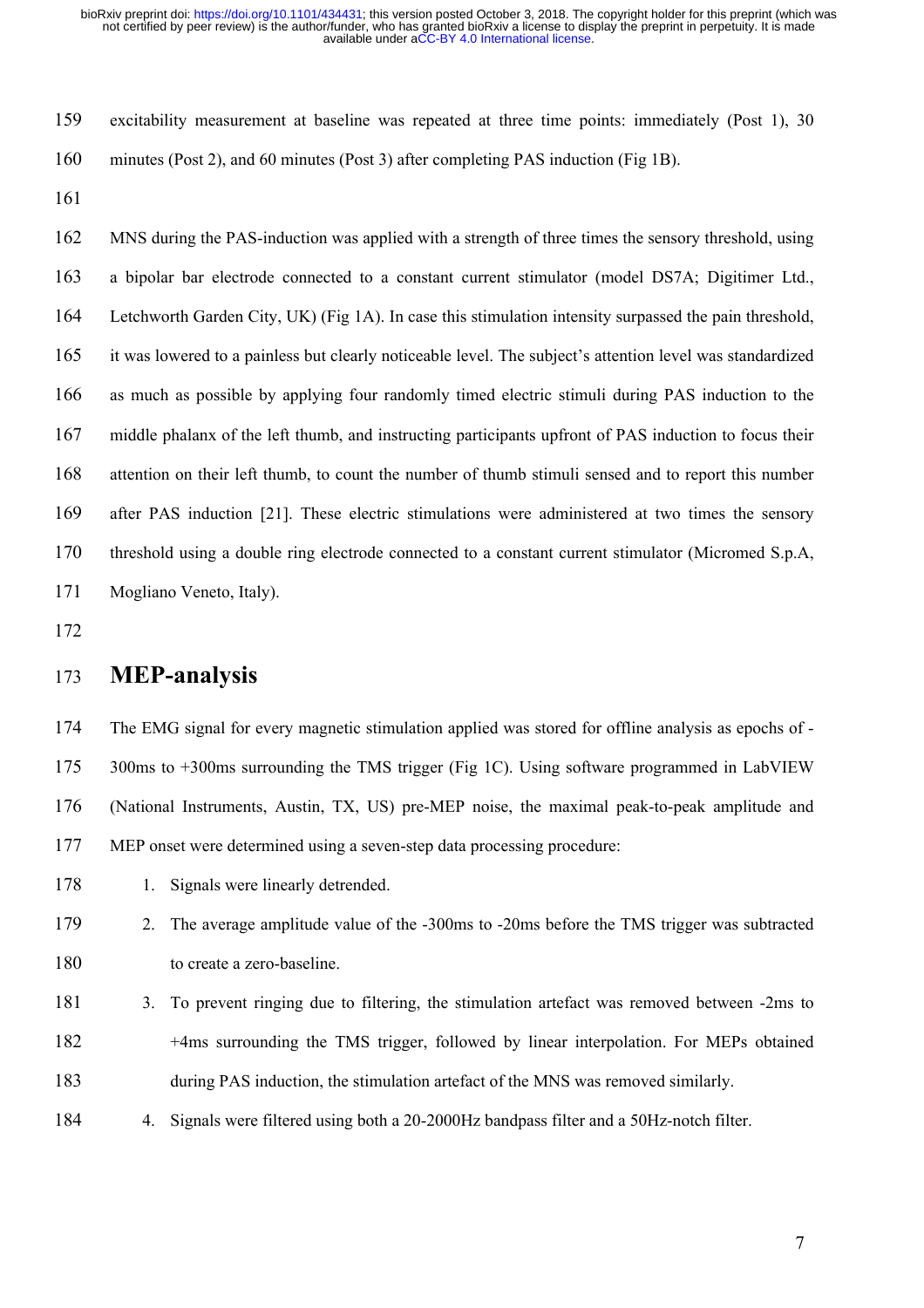excitability measurement at baseline was repeated at three time points: immediately (Post 1), 30 minutes (Post 2), and 60 minutes (Post 3) after completing PAS induction (Fig 1B).

MNS during the PAS-induction was applied with a strength of three times the sensory threshold, using a bipolar bar electrode connected to a constant current stimulator (model DS7A; Digitimer Ltd., Letchworth Garden City, UK) (Fig 1A). In case this stimulation intensity surpassed the pain threshold, it was lowered to a painless but clearly noticeable level. The subject's attention level was standardized as much as possible by applying four randomly timed electric stimuli during PAS induction to the middle phalanx of the left thumb, and instructing participants upfront of PAS induction to focus their attention on their left thumb, to count the number of thumb stimuli sensed and to report this number after PAS induction [21]. These electric stimulations were administered at two times the sensory threshold using a double ring electrode connected to a constant current stimulator (Micromed S.p.A, Mogliano Veneto, Italy).

## MEP-analysis

The EMG signal for every magnetic stimulation applied was stored for offline analysis as epochs of -300ms to +300ms surrounding the TMS trigger (Fig 1C). Using software programmed in LabVIEW (National Instruments, Austin, TX, US) pre-MEP noise, the maximal peak-to-peak amplitude and MEP onset were determined using a seven-step data processing procedure:

1. Signals were linearly detrended.
2. The average amplitude value of the -300ms to -20ms before the TMS trigger was subtracted to create a zero-baseline.
3. To prevent ringing due to filtering, the stimulation artefact was removed between -2ms to +4ms surrounding the TMS trigger, followed by linear interpolation. For MEPs obtained during PAS induction, the stimulation artefact of the MNS was removed similarly.
4. Signals were filtered using both a 20-2000Hz bandpass filter and a 50Hz-notch filter.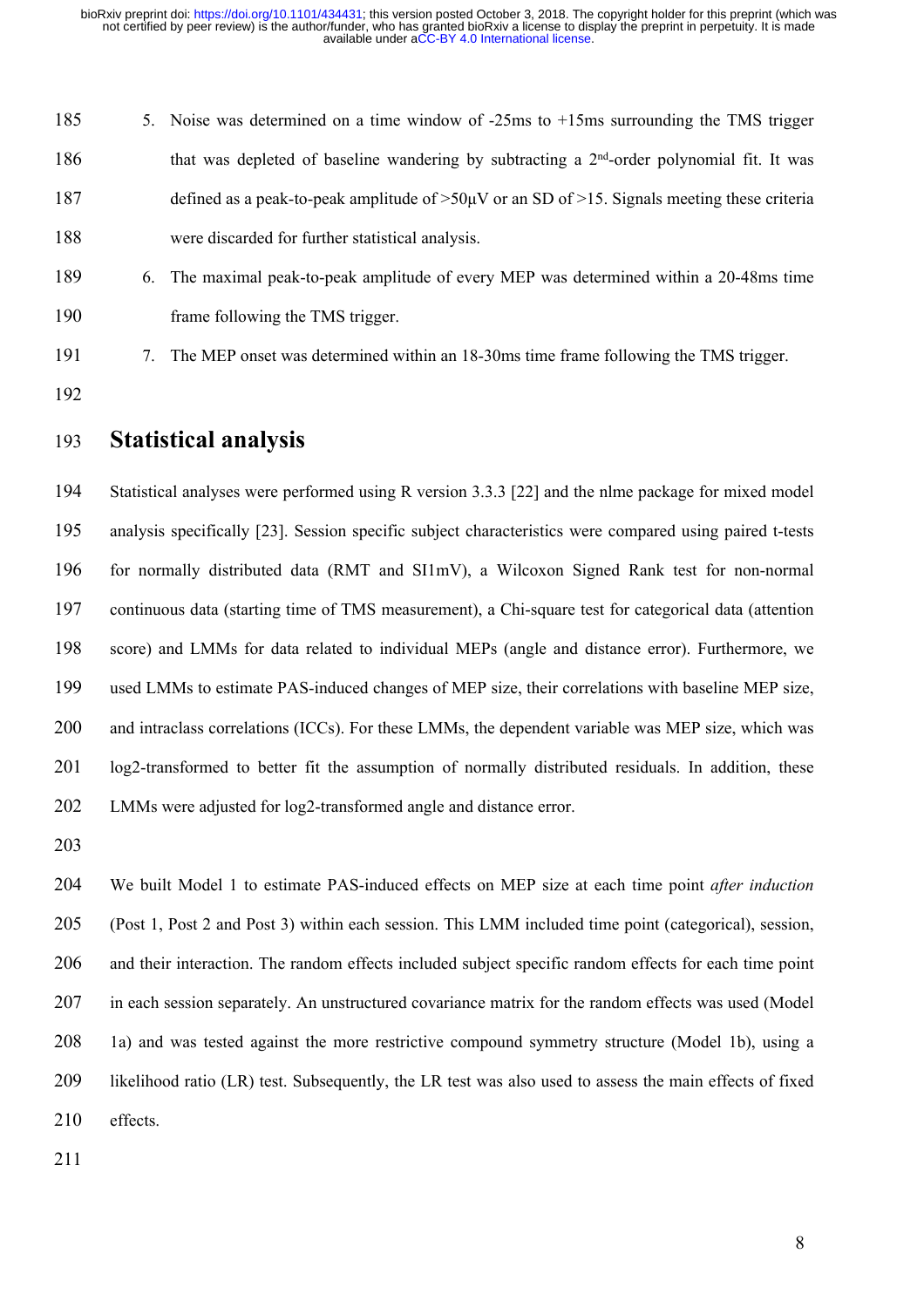5. Noise was determined on a time window of -25ms to +15ms surrounding the TMS trigger that was depleted of baseline wandering by subtracting a 2[nd]-order polynomial fit. It was defined as a peak-to-peak amplitude of >50µV or an SD of >15. Signals meeting these criteria were discarded for further statistical analysis.
6. The maximal peak-to-peak amplitude of every MEP was determined within a 20-48ms time frame following the TMS trigger.
7. The MEP onset was determined within an 18-30ms time frame following the TMS trigger.

## Statistical analysis

Statistical analyses were performed using R version 3.3.3 [22] and the nlme package for mixed model analysis specifically [23]. Session specific subject characteristics were compared using paired t-tests for normally distributed data (RMT and SI1mV), a Wilcoxon Signed Rank test for non-normal continuous data (starting time of TMS measurement), a Chi-square test for categorical data (attention score) and LMMs for data related to individual MEPs (angle and distance error). Furthermore, we used LMMs to estimate PAS-induced changes of MEP size, their correlations with baseline MEP size, and intraclass correlations (ICCs). For these LMMs, the dependent variable was MEP size, which was log2-transformed to better fit the assumption of normally distributed residuals. In addition, these LMMs were adjusted for log2-transformed angle and distance error.

We built Model 1 to estimate PAS-induced effects on MEP size at each time point *after induction* (Post 1, Post 2 and Post 3) within each session. This LMM included time point (categorical), session, and their interaction. The random effects included subject specific random effects for each time point in each session separately. An unstructured covariance matrix for the random effects was used (Model 1a) and was tested against the more restrictive compound symmetry structure (Model 1b), using a likelihood ratio (LR) test. Subsequently, the LR test was also used to assess the main effects of fixed effects.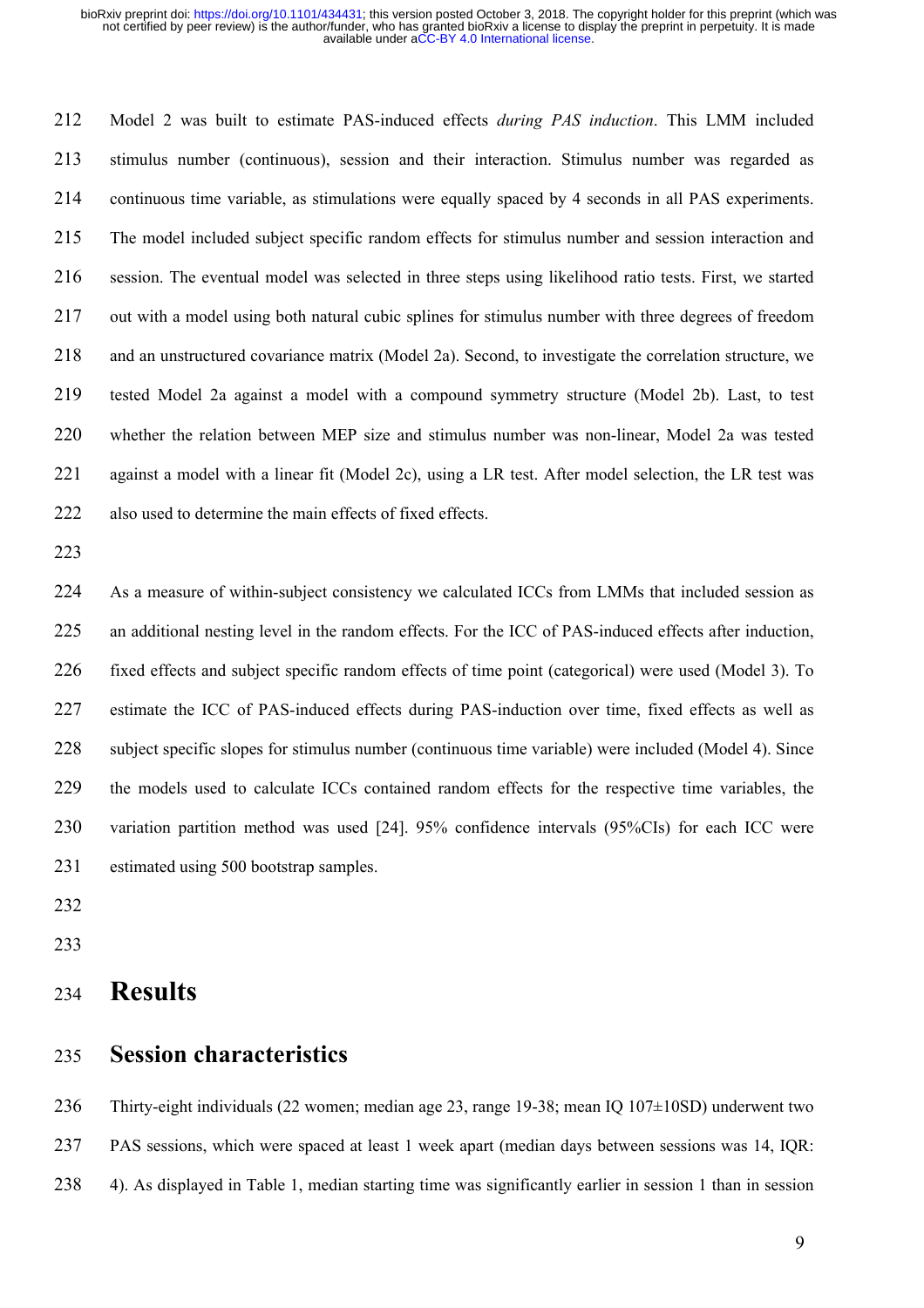Model 2 was built to estimate PAS-induced effects *during PAS induction*. This LMM included stimulus number (continuous), session and their interaction. Stimulus number was regarded as continuous time variable, as stimulations were equally spaced by 4 seconds in all PAS experiments. The model included subject specific random effects for stimulus number and session interaction and session. The eventual model was selected in three steps using likelihood ratio tests. First, we started out with a model using both natural cubic splines for stimulus number with three degrees of freedom and an unstructured covariance matrix (Model 2a). Second, to investigate the correlation structure, we tested Model 2a against a model with a compound symmetry structure (Model 2b). Last, to test whether the relation between MEP size and stimulus number was non-linear, Model 2a was tested against a model with a linear fit (Model 2c), using a LR test. After model selection, the LR test was also used to determine the main effects of fixed effects.

As a measure of within-subject consistency we calculated ICCs from LMMs that included session as an additional nesting level in the random effects. For the ICC of PAS-induced effects after induction, fixed effects and subject specific random effects of time point (categorical) were used (Model 3). To estimate the ICC of PAS-induced effects during PAS-induction over time, fixed effects as well as subject specific slopes for stimulus number (continuous time variable) were included (Model 4). Since the models used to calculate ICCs contained random effects for the respective time variables, the variation partition method was used [24]. 95% confidence intervals (95%CIs) for each ICC were estimated using 500 bootstrap samples.

# Results

## Session characteristics

Thirty-eight individuals (22 women; median age 23, range 19-38; mean IQ 107±10SD) underwent two PAS sessions, which were spaced at least 1 week apart (median days between sessions was 14, IQR: 4). As displayed in Table 1, median starting time was significantly earlier in session 1 than in session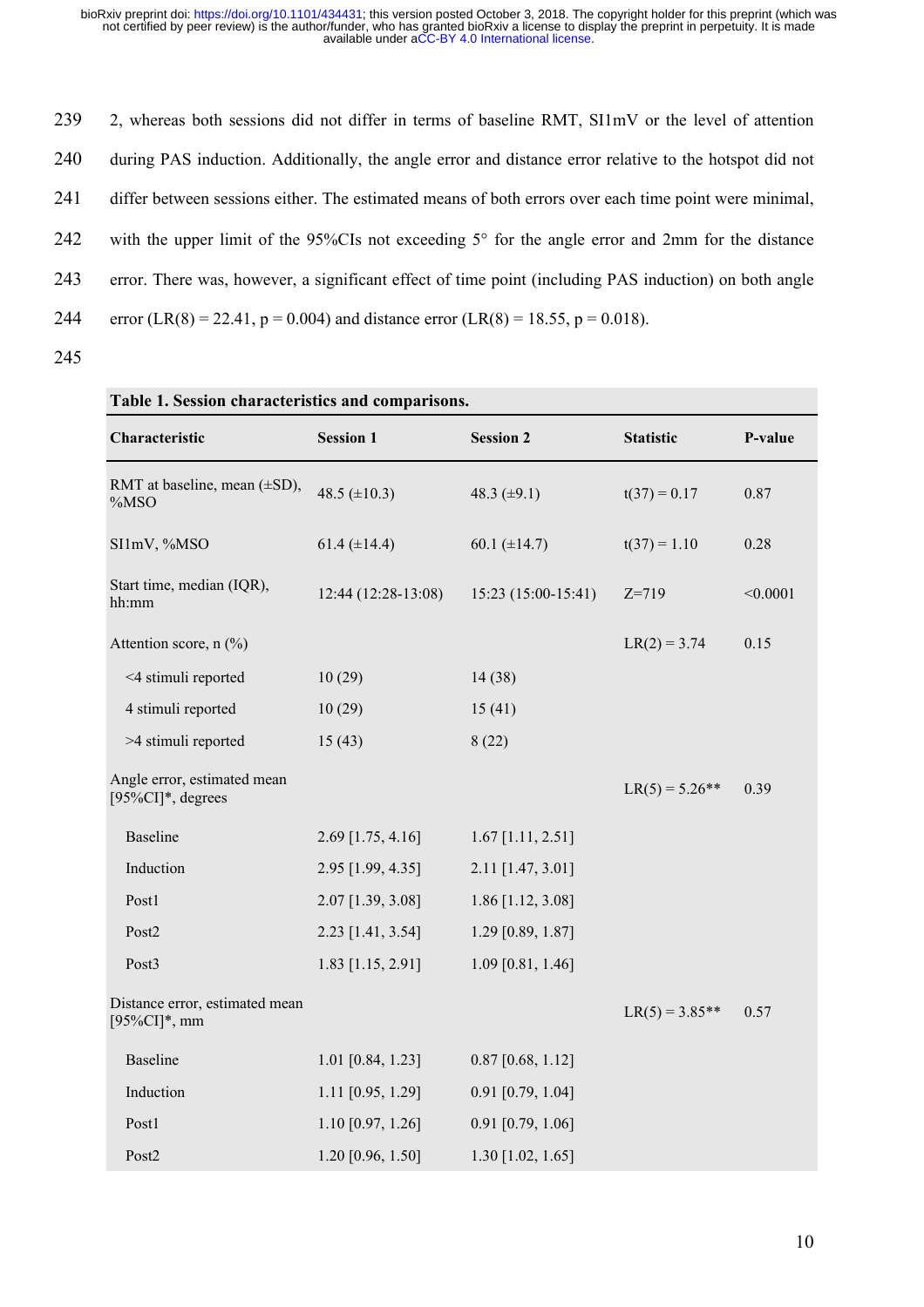2, whereas both sessions did not differ in terms of baseline RMT, SI1mV or the level of attention during PAS induction. Additionally, the angle error and distance error relative to the hotspot did not differ between sessions either. The estimated means of both errors over each time point were minimal, with the upper limit of the 95%CIs not exceeding 5° for the angle error and 2mm for the distance error. There was, however, a significant effect of time point (including PAS induction) on both angle error ($LR(8) = 22.41$, $p = 0.004$) and distance error ($LR(8) = 18.55$, $p = 0.018$).

**Table 1. Session characteristics and comparisons.**

| Characteristic | Session 1 | Session 2 | Statistic | P-value |
|---|---|---|---|---|
| RMT at baseline, mean (±SD), %MSO | 48.5 (±10.3) | 48.3 (±9.1) | $t(37) = 0.17$ | 0.87 |
| SI1mV, %MSO | 61.4 (±14.4) | 60.1 (±14.7) | $t(37) = 1.10$ | 0.28 |
| Start time, median (IQR), hh:mm | 12:44 (12:28-13:08) | 15:23 (15:00-15:41) | $Z=719$ | <0.0001 |
| Attention score, n (%) | | | $LR(2) = 3.74$ | 0.15 |
| <4 stimuli reported | 10 (29) | 14 (38) | | |
| 4 stimuli reported | 10 (29) | 15 (41) | | |
| >4 stimuli reported | 15 (43) | 8 (22) | | |
| Angle error, estimated mean [95%CI]*, degrees | | | $LR(5) = 5.26$** | 0.39 |
| Baseline | 2.69 [1.75, 4.16] | 1.67 [1.11, 2.51] | | |
| Induction | 2.95 [1.99, 4.35] | 2.11 [1.47, 3.01] | | |
| Post1 | 2.07 [1.39, 3.08] | 1.86 [1.12, 3.08] | | |
| Post2 | 2.23 [1.41, 3.54] | 1.29 [0.89, 1.87] | | |
| Post3 | 1.83 [1.15, 2.91] | 1.09 [0.81, 1.46] | | |
| Distance error, estimated mean [95%CI]*, mm | | | $LR(5) = 3.85$** | 0.57 |
| Baseline | 1.01 [0.84, 1.23] | 0.87 [0.68, 1.12] | | |
| Induction | 1.11 [0.95, 1.29] | 0.91 [0.79, 1.04] | | |
| Post1 | 1.10 [0.97, 1.26] | 0.91 [0.79, 1.06] | | |
| Post2 | 1.20 [0.96, 1.50] | 1.30 [1.02, 1.65] | | |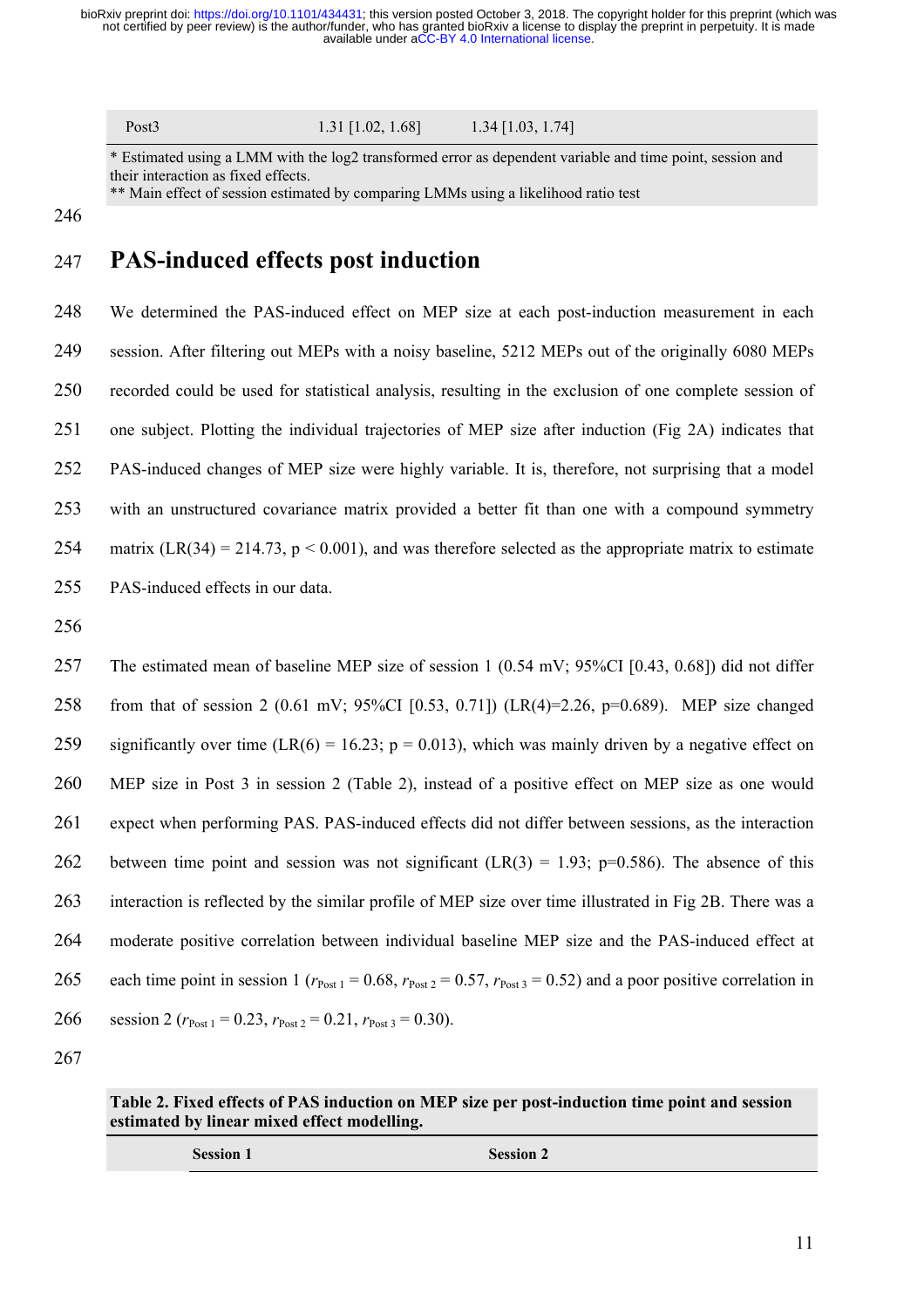| Post3 | 1.31 [1.02, 1.68] | 1.34 [1.03, 1.74] |
|---|---|---|

\* Estimated using a LMM with the log2 transformed error as dependent variable and time point, session and their interaction as fixed effects.
\*\* Main effect of session estimated by comparing LMMs using a likelihood ratio test

## PAS-induced effects post induction

We determined the PAS-induced effect on MEP size at each post-induction measurement in each session. After filtering out MEPs with a noisy baseline, 5212 MEPs out of the originally 6080 MEPs recorded could be used for statistical analysis, resulting in the exclusion of one complete session of one subject. Plotting the individual trajectories of MEP size after induction (Fig 2A) indicates that PAS-induced changes of MEP size were highly variable. It is, therefore, not surprising that a model with an unstructured covariance matrix provided a better fit than one with a compound symmetry matrix ($LR(34) = 214.73$, $p < 0.001$), and was therefore selected as the appropriate matrix to estimate PAS-induced effects in our data.

The estimated mean of baseline MEP size of session 1 (0.54 mV; 95%CI [0.43, 0.68]) did not differ from that of session 2 (0.61 mV; 95%CI [0.53, 0.71]) ($LR(4)=2.26$, $p=0.689$). MEP size changed significantly over time ($LR(6) = 16.23$; $p = 0.013$), which was mainly driven by a negative effect on MEP size in Post 3 in session 2 (Table 2), instead of a positive effect on MEP size as one would expect when performing PAS. PAS-induced effects did not differ between sessions, as the interaction between time point and session was not significant ($LR(3) = 1.93$; $p=0.586$). The absence of this interaction is reflected by the similar profile of MEP size over time illustrated in Fig 2B. There was a moderate positive correlation between individual baseline MEP size and the PAS-induced effect at each time point in session 1 ($r_{\text{Post 1}} = 0.68$, $r_{\text{Post 2}} = 0.57$, $r_{\text{Post 3}} = 0.52$) and a poor positive correlation in session 2 ($r_{\text{Post 1}} = 0.23$, $r_{\text{Post 2}} = 0.21$, $r_{\text{Post 3}} = 0.30$).

**Table 2. Fixed effects of PAS induction on MEP size per post-induction time point and session estimated by linear mixed effect modelling.**

| | Session 1 | Session 2 |
|---|---|---|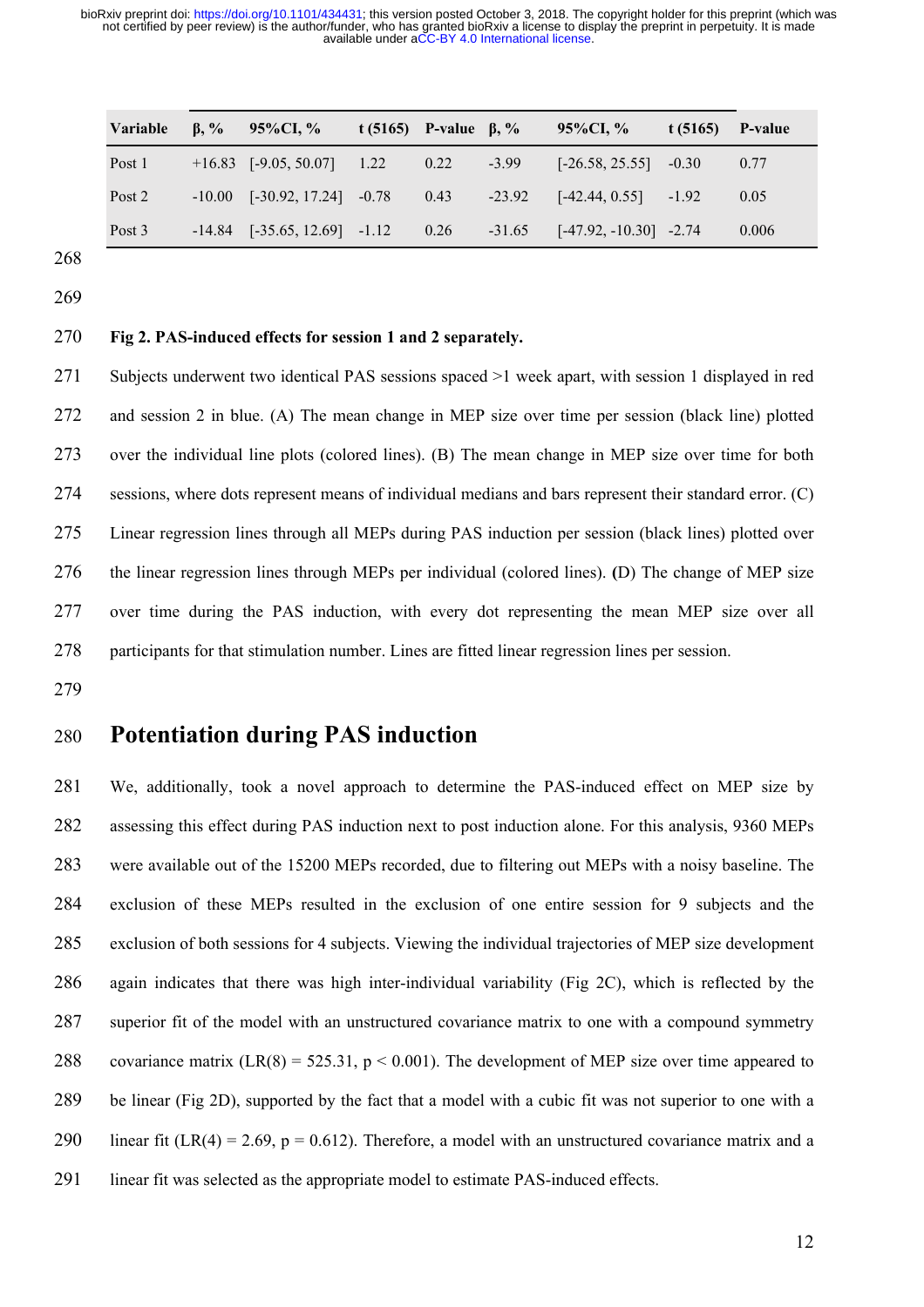| Variable | β, % | 95%CI, % | t (5165) | P-value | β, % | 95%CI, % | t (5165) | P-value |
| --- | --- | --- | --- | --- | --- | --- | --- | --- |
| Post 1 | +16.83 | [-9.05, 50.07] | 1.22 | 0.22 | -3.99 | [-26.58, 25.55] | -0.30 | 0.77 |
| Post 2 | -10.00 | [-30.92, 17.24] | -0.78 | 0.43 | -23.92 | [-42.44, 0.55] | -1.92 | 0.05 |
| Post 3 | -14.84 | [-35.65, 12.69] | -1.12 | 0.26 | -31.65 | [-47.92, -10.30] | -2.74 | 0.006 |

**Fig 2. PAS-induced effects for session 1 and 2 separately.**

Subjects underwent two identical PAS sessions spaced >1 week apart, with session 1 displayed in red and session 2 in blue. (A) The mean change in MEP size over time per session (black line) plotted over the individual line plots (colored lines). (B) The mean change in MEP size over time for both sessions, where dots represent means of individual medians and bars represent their standard error. (C) Linear regression lines through all MEPs during PAS induction per session (black lines) plotted over the linear regression lines through MEPs per individual (colored lines). **(**D) The change of MEP size over time during the PAS induction, with every dot representing the mean MEP size over all participants for that stimulation number. Lines are fitted linear regression lines per session.

## Potentiation during PAS induction

We, additionally, took a novel approach to determine the PAS-induced effect on MEP size by assessing this effect during PAS induction next to post induction alone. For this analysis, 9360 MEPs were available out of the 15200 MEPs recorded, due to filtering out MEPs with a noisy baseline. The exclusion of these MEPs resulted in the exclusion of one entire session for 9 subjects and the exclusion of both sessions for 4 subjects. Viewing the individual trajectories of MEP size development again indicates that there was high inter-individual variability (Fig 2C), which is reflected by the superior fit of the model with an unstructured covariance matrix to one with a compound symmetry covariance matrix ($LR(8) = 525.31$, $p < 0.001$). The development of MEP size over time appeared to be linear (Fig 2D), supported by the fact that a model with a cubic fit was not superior to one with a linear fit ($LR(4) = 2.69$, $p = 0.612$). Therefore, a model with an unstructured covariance matrix and a linear fit was selected as the appropriate model to estimate PAS-induced effects.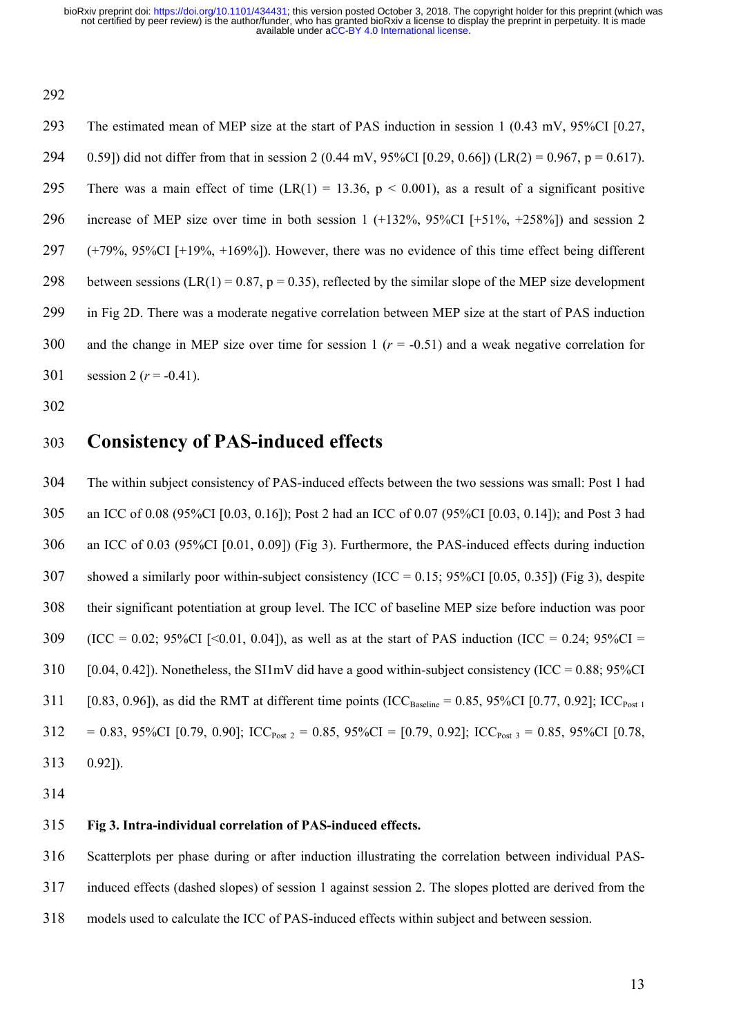The estimated mean of MEP size at the start of PAS induction in session 1 (0.43 mV, 95%CI [0.27, 0.59]) did not differ from that in session 2 (0.44 mV, 95%CI [0.29, 0.66]) (LR(2) = 0.967, $p = 0.617$). There was a main effect of time (LR(1) = 13.36, $p < 0.001$), as a result of a significant positive increase of MEP size over time in both session 1 (+132%, 95%CI [+51%, +258%]) and session 2 (+79%, 95%CI [+19%, +169%]). However, there was no evidence of this time effect being different between sessions (LR(1) = 0.87, $p = 0.35$), reflected by the similar slope of the MEP size development in Fig 2D. There was a moderate negative correlation between MEP size at the start of PAS induction and the change in MEP size over time for session 1 ($r = -0.51$) and a weak negative correlation for session 2 ($r = -0.41$).

## Consistency of PAS-induced effects

The within subject consistency of PAS-induced effects between the two sessions was small: Post 1 had an ICC of 0.08 (95%CI [0.03, 0.16]); Post 2 had an ICC of 0.07 (95%CI [0.03, 0.14]); and Post 3 had an ICC of 0.03 (95%CI [0.01, 0.09]) (Fig 3). Furthermore, the PAS-induced effects during induction showed a similarly poor within-subject consistency (ICC = 0.15; 95%CI [0.05, 0.35]) (Fig 3), despite their significant potentiation at group level. The ICC of baseline MEP size before induction was poor (ICC = 0.02; 95%CI [<0.01, 0.04]), as well as at the start of PAS induction (ICC = 0.24; 95%CI = [0.04, 0.42]). Nonetheless, the SI1mV did have a good within-subject consistency (ICC = 0.88; 95%CI [0.83, 0.96]), as did the RMT at different time points ($ICC_{Baseline}$ = 0.85, 95%CI [0.77, 0.92]; $ICC_{Post\ 1}$ = 0.83, 95%CI [0.79, 0.90]; $ICC_{Post\ 2}$ = 0.85, 95%CI = [0.79, 0.92]; $ICC_{Post\ 3}$ = 0.85, 95%CI [0.78, 0.92]).

**Fig 3. Intra-individual correlation of PAS-induced effects.**

Scatterplots per phase during or after induction illustrating the correlation between individual PAS-induced effects (dashed slopes) of session 1 against session 2. The slopes plotted are derived from the models used to calculate the ICC of PAS-induced effects within subject and between session.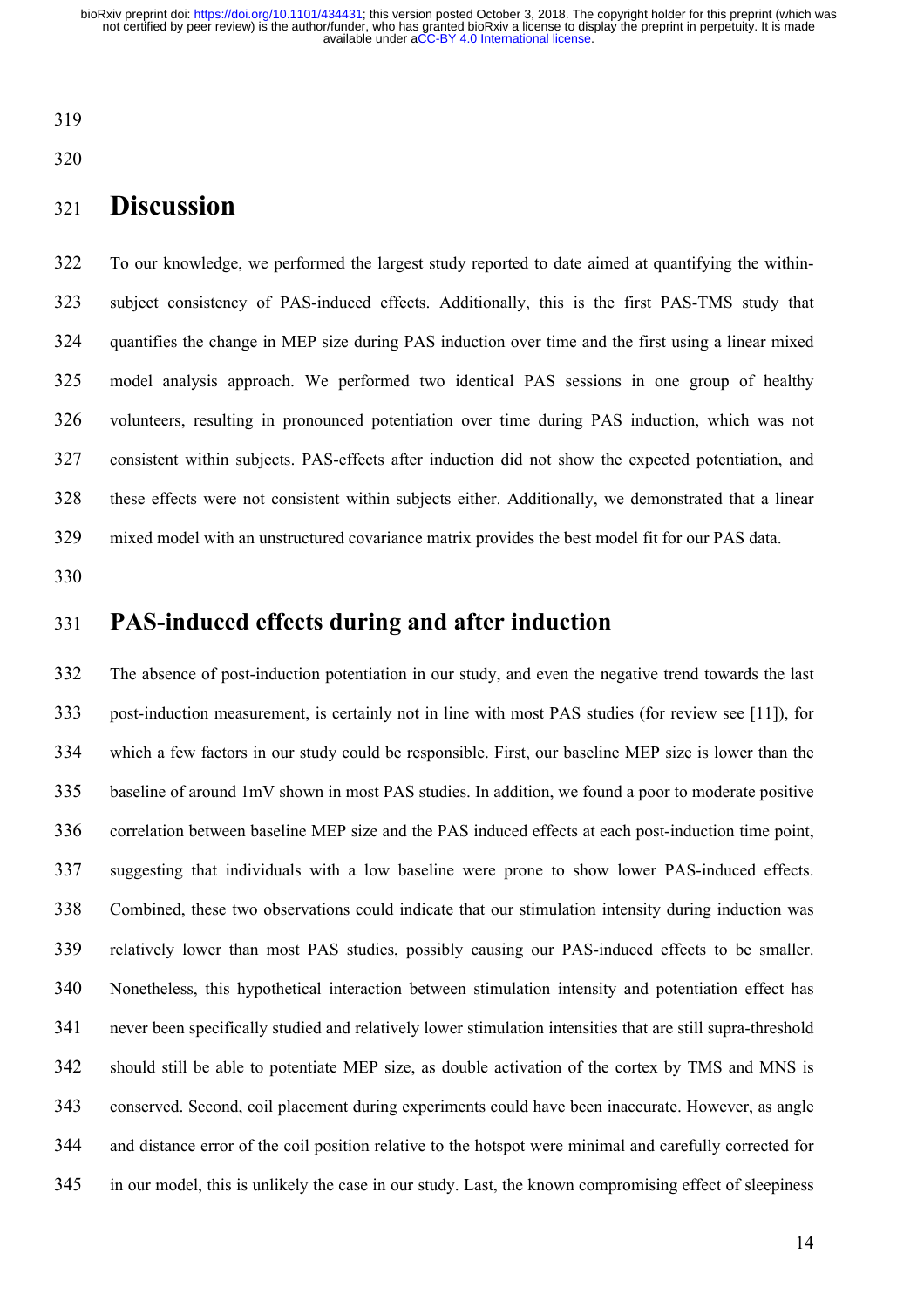# Discussion

To our knowledge, we performed the largest study reported to date aimed at quantifying the within-subject consistency of PAS-induced effects. Additionally, this is the first PAS-TMS study that quantifies the change in MEP size during PAS induction over time and the first using a linear mixed model analysis approach. We performed two identical PAS sessions in one group of healthy volunteers, resulting in pronounced potentiation over time during PAS induction, which was not consistent within subjects. PAS-effects after induction did not show the expected potentiation, and these effects were not consistent within subjects either. Additionally, we demonstrated that a linear mixed model with an unstructured covariance matrix provides the best model fit for our PAS data.

## PAS-induced effects during and after induction

The absence of post-induction potentiation in our study, and even the negative trend towards the last post-induction measurement, is certainly not in line with most PAS studies (for review see [11]), for which a few factors in our study could be responsible. First, our baseline MEP size is lower than the baseline of around 1mV shown in most PAS studies. In addition, we found a poor to moderate positive correlation between baseline MEP size and the PAS induced effects at each post-induction time point, suggesting that individuals with a low baseline were prone to show lower PAS-induced effects. Combined, these two observations could indicate that our stimulation intensity during induction was relatively lower than most PAS studies, possibly causing our PAS-induced effects to be smaller. Nonetheless, this hypothetical interaction between stimulation intensity and potentiation effect has never been specifically studied and relatively lower stimulation intensities that are still supra-threshold should still be able to potentiate MEP size, as double activation of the cortex by TMS and MNS is conserved. Second, coil placement during experiments could have been inaccurate. However, as angle and distance error of the coil position relative to the hotspot were minimal and carefully corrected for in our model, this is unlikely the case in our study. Last, the known compromising effect of sleepiness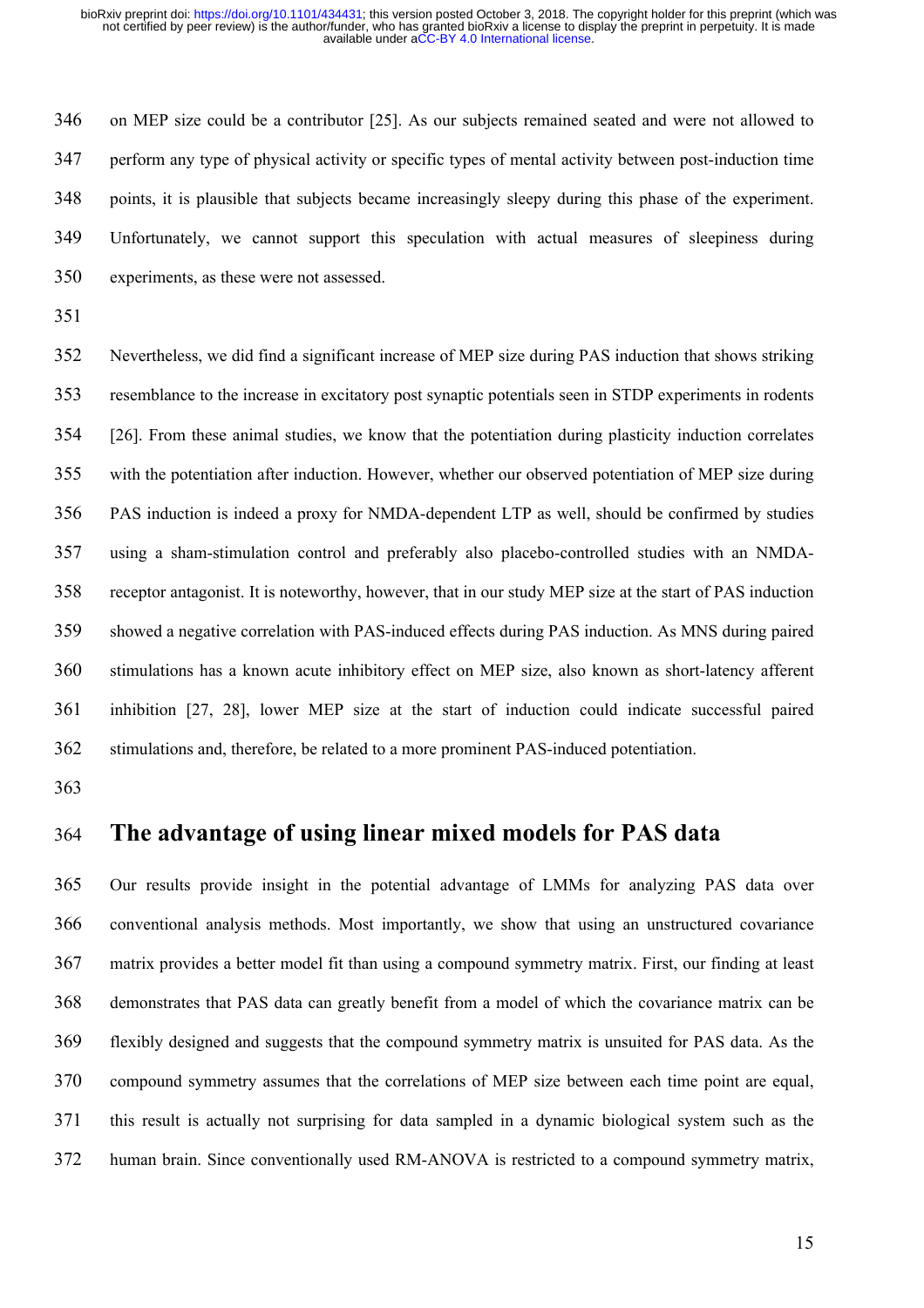on MEP size could be a contributor [25]. As our subjects remained seated and were not allowed to perform any type of physical activity or specific types of mental activity between post-induction time points, it is plausible that subjects became increasingly sleepy during this phase of the experiment. Unfortunately, we cannot support this speculation with actual measures of sleepiness during experiments, as these were not assessed.

Nevertheless, we did find a significant increase of MEP size during PAS induction that shows striking resemblance to the increase in excitatory post synaptic potentials seen in STDP experiments in rodents [26]. From these animal studies, we know that the potentiation during plasticity induction correlates with the potentiation after induction. However, whether our observed potentiation of MEP size during PAS induction is indeed a proxy for NMDA-dependent LTP as well, should be confirmed by studies using a sham-stimulation control and preferably also placebo-controlled studies with an NMDA-receptor antagonist. It is noteworthy, however, that in our study MEP size at the start of PAS induction showed a negative correlation with PAS-induced effects during PAS induction. As MNS during paired stimulations has a known acute inhibitory effect on MEP size, also known as short-latency afferent inhibition [27, 28], lower MEP size at the start of induction could indicate successful paired stimulations and, therefore, be related to a more prominent PAS-induced potentiation.

## The advantage of using linear mixed models for PAS data

Our results provide insight in the potential advantage of LMMs for analyzing PAS data over conventional analysis methods. Most importantly, we show that using an unstructured covariance matrix provides a better model fit than using a compound symmetry matrix. First, our finding at least demonstrates that PAS data can greatly benefit from a model of which the covariance matrix can be flexibly designed and suggests that the compound symmetry matrix is unsuited for PAS data. As the compound symmetry assumes that the correlations of MEP size between each time point are equal, this result is actually not surprising for data sampled in a dynamic biological system such as the human brain. Since conventionally used RM-ANOVA is restricted to a compound symmetry matrix,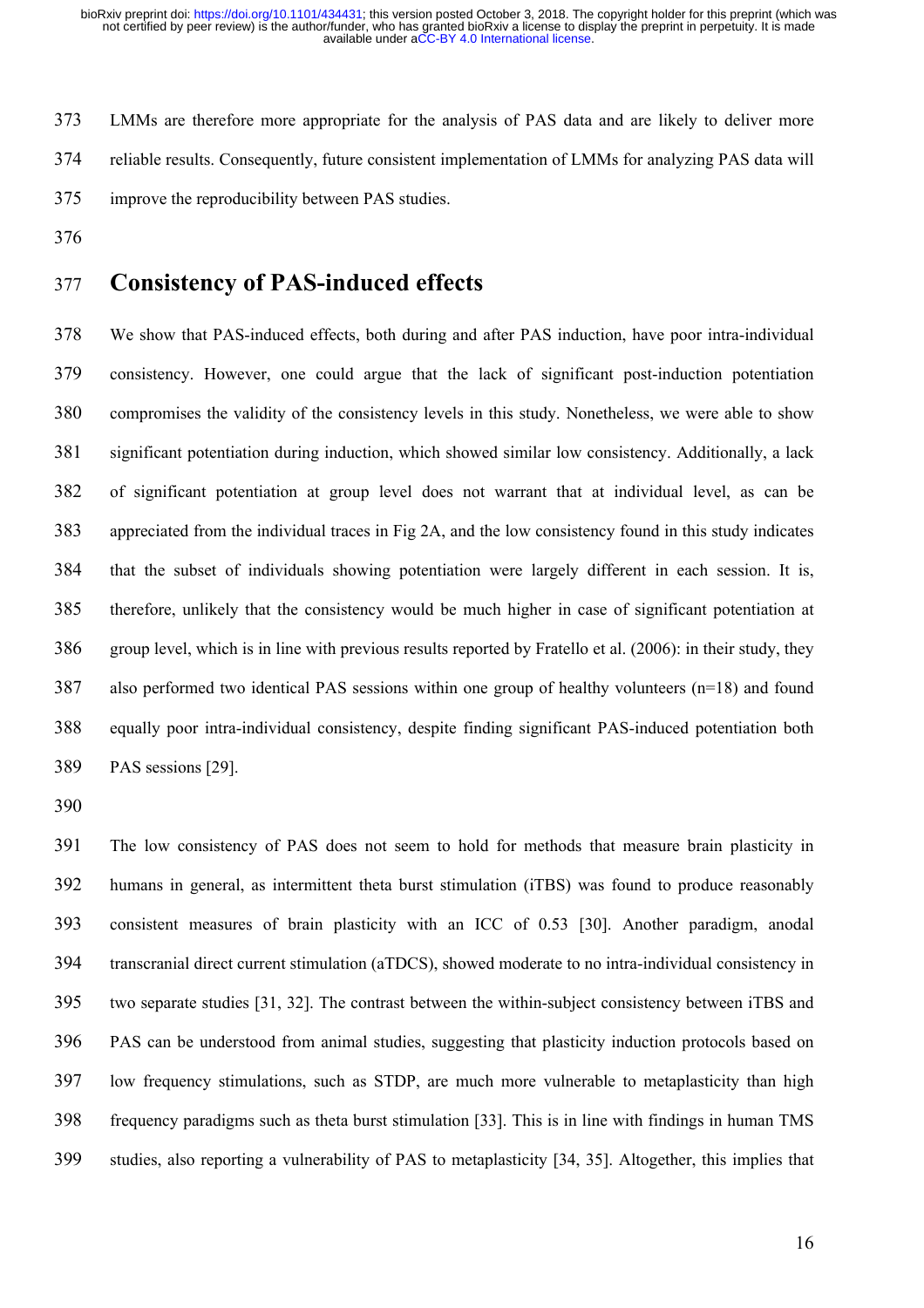LMMs are therefore more appropriate for the analysis of PAS data and are likely to deliver more reliable results. Consequently, future consistent implementation of LMMs for analyzing PAS data will improve the reproducibility between PAS studies.

## Consistency of PAS-induced effects

We show that PAS-induced effects, both during and after PAS induction, have poor intra-individual consistency. However, one could argue that the lack of significant post-induction potentiation compromises the validity of the consistency levels in this study. Nonetheless, we were able to show significant potentiation during induction, which showed similar low consistency. Additionally, a lack of significant potentiation at group level does not warrant that at individual level, as can be appreciated from the individual traces in Fig 2A, and the low consistency found in this study indicates that the subset of individuals showing potentiation were largely different in each session. It is, therefore, unlikely that the consistency would be much higher in case of significant potentiation at group level, which is in line with previous results reported by Fratello et al. (2006): in their study, they also performed two identical PAS sessions within one group of healthy volunteers (n=18) and found equally poor intra-individual consistency, despite finding significant PAS-induced potentiation both PAS sessions [29].

The low consistency of PAS does not seem to hold for methods that measure brain plasticity in humans in general, as intermittent theta burst stimulation (iTBS) was found to produce reasonably consistent measures of brain plasticity with an ICC of 0.53 [30]. Another paradigm, anodal transcranial direct current stimulation (aTDCS), showed moderate to no intra-individual consistency in two separate studies [31, 32]. The contrast between the within-subject consistency between iTBS and PAS can be understood from animal studies, suggesting that plasticity induction protocols based on low frequency stimulations, such as STDP, are much more vulnerable to metaplasticity than high frequency paradigms such as theta burst stimulation [33]. This is in line with findings in human TMS studies, also reporting a vulnerability of PAS to metaplasticity [34, 35]. Altogether, this implies that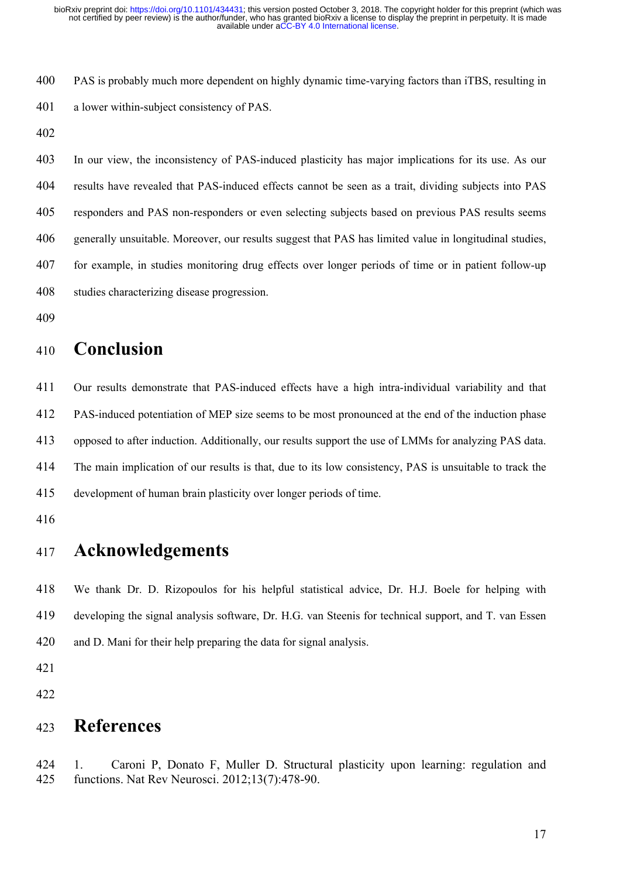PAS is probably much more dependent on highly dynamic time-varying factors than iTBS, resulting in a lower within-subject consistency of PAS.

In our view, the inconsistency of PAS-induced plasticity has major implications for its use. As our results have revealed that PAS-induced effects cannot be seen as a trait, dividing subjects into PAS responders and PAS non-responders or even selecting subjects based on previous PAS results seems generally unsuitable. Moreover, our results suggest that PAS has limited value in longitudinal studies, for example, in studies monitoring drug effects over longer periods of time or in patient follow-up studies characterizing disease progression.

# Conclusion

Our results demonstrate that PAS-induced effects have a high intra-individual variability and that PAS-induced potentiation of MEP size seems to be most pronounced at the end of the induction phase opposed to after induction. Additionally, our results support the use of LMMs for analyzing PAS data. The main implication of our results is that, due to its low consistency, PAS is unsuitable to track the development of human brain plasticity over longer periods of time.

# Acknowledgements

We thank Dr. D. Rizopoulos for his helpful statistical advice, Dr. H.J. Boele for helping with developing the signal analysis software, Dr. H.G. van Steenis for technical support, and T. van Essen and D. Mani for their help preparing the data for signal analysis.

# References

1. Caroni P, Donato F, Muller D. Structural plasticity upon learning: regulation and functions. Nat Rev Neurosci. 2012;13(7):478-90.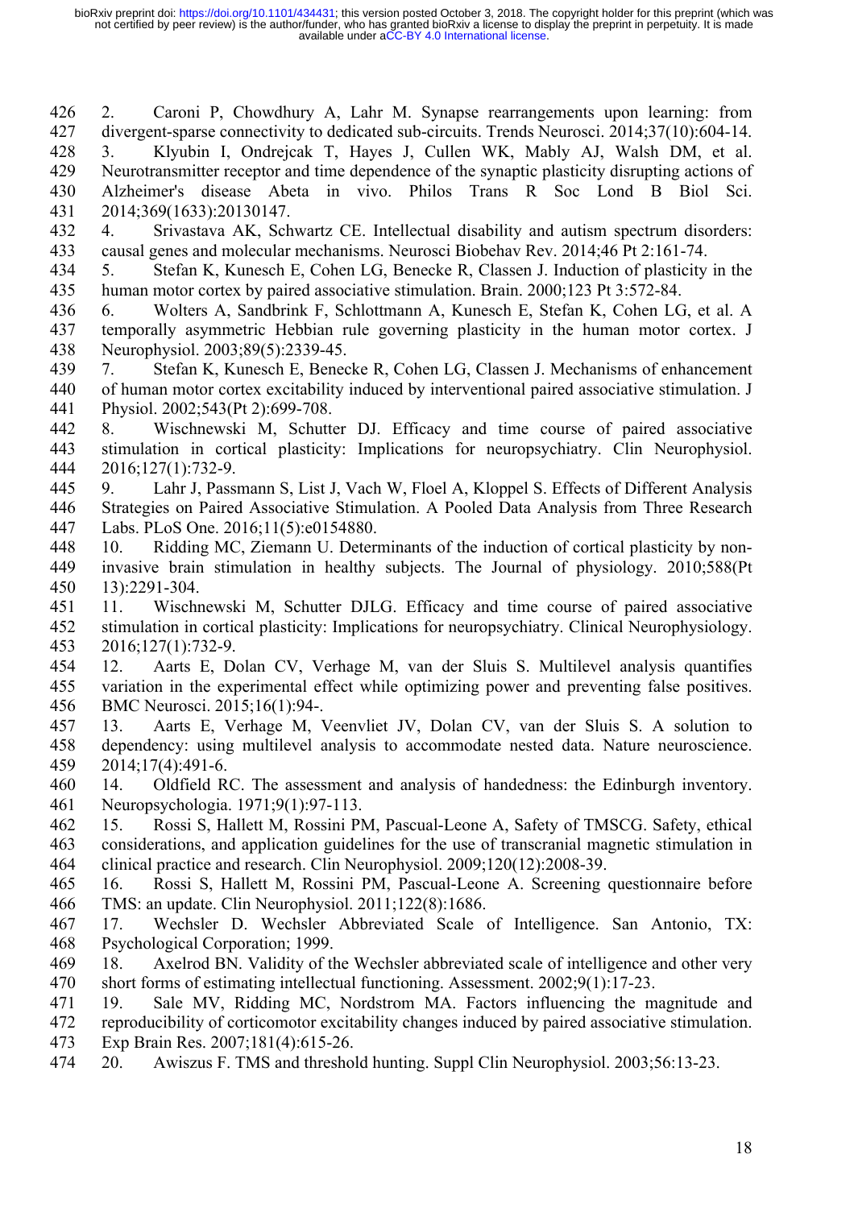2. Caroni P, Chowdhury A, Lahr M. Synapse rearrangements upon learning: from divergent-sparse connectivity to dedicated sub-circuits. Trends Neurosci. 2014;37(10):604-14.

3. Klyubin I, Ondrejcak T, Hayes J, Cullen WK, Mably AJ, Walsh DM, et al. Neurotransmitter receptor and time dependence of the synaptic plasticity disrupting actions of Alzheimer's disease Abeta in vivo. Philos Trans R Soc Lond B Biol Sci. 2014;369(1633):20130147.

4. Srivastava AK, Schwartz CE. Intellectual disability and autism spectrum disorders: causal genes and molecular mechanisms. Neurosci Biobehav Rev. 2014;46 Pt 2:161-74.

5. Stefan K, Kunesch E, Cohen LG, Benecke R, Classen J. Induction of plasticity in the human motor cortex by paired associative stimulation. Brain. 2000;123 Pt 3:572-84.

6. Wolters A, Sandbrink F, Schlottmann A, Kunesch E, Stefan K, Cohen LG, et al. A temporally asymmetric Hebbian rule governing plasticity in the human motor cortex. J Neurophysiol. 2003;89(5):2339-45.

7. Stefan K, Kunesch E, Benecke R, Cohen LG, Classen J. Mechanisms of enhancement of human motor cortex excitability induced by interventional paired associative stimulation. J Physiol. 2002;543(Pt 2):699-708.

8. Wischnewski M, Schutter DJ. Efficacy and time course of paired associative stimulation in cortical plasticity: Implications for neuropsychiatry. Clin Neurophysiol. 2016;127(1):732-9.

9. Lahr J, Passmann S, List J, Vach W, Floel A, Kloppel S. Effects of Different Analysis Strategies on Paired Associative Stimulation. A Pooled Data Analysis from Three Research Labs. PLoS One. 2016;11(5):e0154880.

10. Ridding MC, Ziemann U. Determinants of the induction of cortical plasticity by non-invasive brain stimulation in healthy subjects. The Journal of physiology. 2010;588(Pt 13):2291-304.

11. Wischnewski M, Schutter DJLG. Efficacy and time course of paired associative stimulation in cortical plasticity: Implications for neuropsychiatry. Clinical Neurophysiology. 2016;127(1):732-9.

12. Aarts E, Dolan CV, Verhage M, van der Sluis S. Multilevel analysis quantifies variation in the experimental effect while optimizing power and preventing false positives. BMC Neurosci. 2015;16(1):94-.

13. Aarts E, Verhage M, Veenvliet JV, Dolan CV, van der Sluis S. A solution to dependency: using multilevel analysis to accommodate nested data. Nature neuroscience. 2014;17(4):491-6.

14. Oldfield RC. The assessment and analysis of handedness: the Edinburgh inventory. Neuropsychologia. 1971;9(1):97-113.

15. Rossi S, Hallett M, Rossini PM, Pascual-Leone A, Safety of TMSCG. Safety, ethical considerations, and application guidelines for the use of transcranial magnetic stimulation in clinical practice and research. Clin Neurophysiol. 2009;120(12):2008-39.

16. Rossi S, Hallett M, Rossini PM, Pascual-Leone A. Screening questionnaire before TMS: an update. Clin Neurophysiol. 2011;122(8):1686.

17. Wechsler D. Wechsler Abbreviated Scale of Intelligence. San Antonio, TX: Psychological Corporation; 1999.

18. Axelrod BN. Validity of the Wechsler abbreviated scale of intelligence and other very short forms of estimating intellectual functioning. Assessment. 2002;9(1):17-23.

19. Sale MV, Ridding MC, Nordstrom MA. Factors influencing the magnitude and reproducibility of corticomotor excitability changes induced by paired associative stimulation. Exp Brain Res. 2007;181(4):615-26.

20. Awiszus F. TMS and threshold hunting. Suppl Clin Neurophysiol. 2003;56:13-23.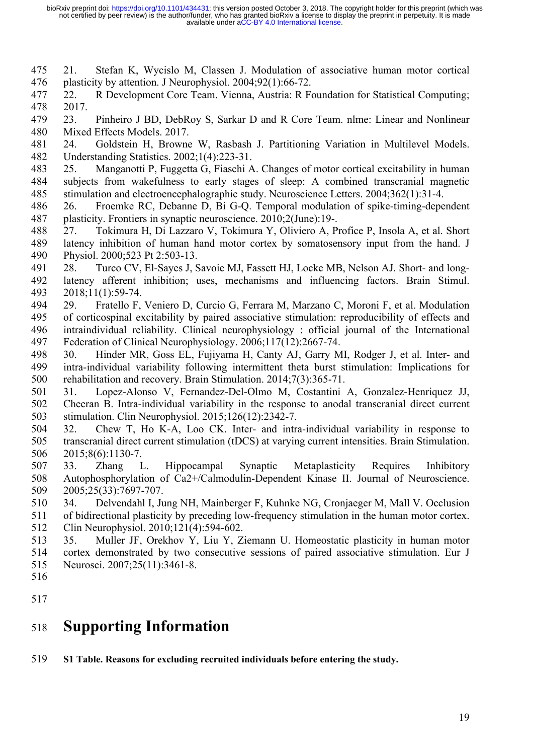21. Stefan K, Wycislo M, Classen J. Modulation of associative human motor cortical plasticity by attention. J Neurophysiol. 2004;92(1):66-72.
22. R Development Core Team. Vienna, Austria: R Foundation for Statistical Computing; 2017.
23. Pinheiro J BD, DebRoy S, Sarkar D and R Core Team. nlme: Linear and Nonlinear Mixed Effects Models. 2017.
24. Goldstein H, Browne W, Rasbash J. Partitioning Variation in Multilevel Models. Understanding Statistics. 2002;1(4):223-31.
25. Manganotti P, Fuggetta G, Fiaschi A. Changes of motor cortical excitability in human subjects from wakefulness to early stages of sleep: A combined transcranial magnetic stimulation and electroencephalographic study. Neuroscience Letters. 2004;362(1):31-4.
26. Froemke RC, Debanne D, Bi G-Q. Temporal modulation of spike-timing-dependent plasticity. Frontiers in synaptic neuroscience. 2010;2(June):19-.
27. Tokimura H, Di Lazzaro V, Tokimura Y, Oliviero A, Profice P, Insola A, et al. Short latency inhibition of human hand motor cortex by somatosensory input from the hand. J Physiol. 2000;523 Pt 2:503-13.
28. Turco CV, El-Sayes J, Savoie MJ, Fassett HJ, Locke MB, Nelson AJ. Short- and long-latency afferent inhibition; uses, mechanisms and influencing factors. Brain Stimul. 2018;11(1):59-74.
29. Fratello F, Veniero D, Curcio G, Ferrara M, Marzano C, Moroni F, et al. Modulation of corticospinal excitability by paired associative stimulation: reproducibility of effects and intraindividual reliability. Clinical neurophysiology : official journal of the International Federation of Clinical Neurophysiology. 2006;117(12):2667-74.
30. Hinder MR, Goss EL, Fujiyama H, Canty AJ, Garry MI, Rodger J, et al. Inter- and intra-individual variability following intermittent theta burst stimulation: Implications for rehabilitation and recovery. Brain Stimulation. 2014;7(3):365-71.
31. Lopez-Alonso V, Fernandez-Del-Olmo M, Costantini A, Gonzalez-Henriquez JJ, Cheeran B. Intra-individual variability in the response to anodal transcranial direct current stimulation. Clin Neurophysiol. 2015;126(12):2342-7.
32. Chew T, Ho K-A, Loo CK. Inter- and intra-individual variability in response to transcranial direct current stimulation (tDCS) at varying current intensities. Brain Stimulation. 2015;8(6):1130-7.
33. Zhang L. Hippocampal Synaptic Metaplasticity Requires Inhibitory Autophosphorylation of Ca2+/Calmodulin-Dependent Kinase II. Journal of Neuroscience. 2005;25(33):7697-707.
34. Delvendahl I, Jung NH, Mainberger F, Kuhnke NG, Cronjaeger M, Mall V. Occlusion of bidirectional plasticity by preceding low-frequency stimulation in the human motor cortex. Clin Neurophysiol. 2010;121(4):594-602.
35. Muller JF, Orekhov Y, Liu Y, Ziemann U. Homeostatic plasticity in human motor cortex demonstrated by two consecutive sessions of paired associative stimulation. Eur J Neurosci. 2007;25(11):3461-8.

# Supporting Information

**S1 Table. Reasons for excluding recruited individuals before entering the study.**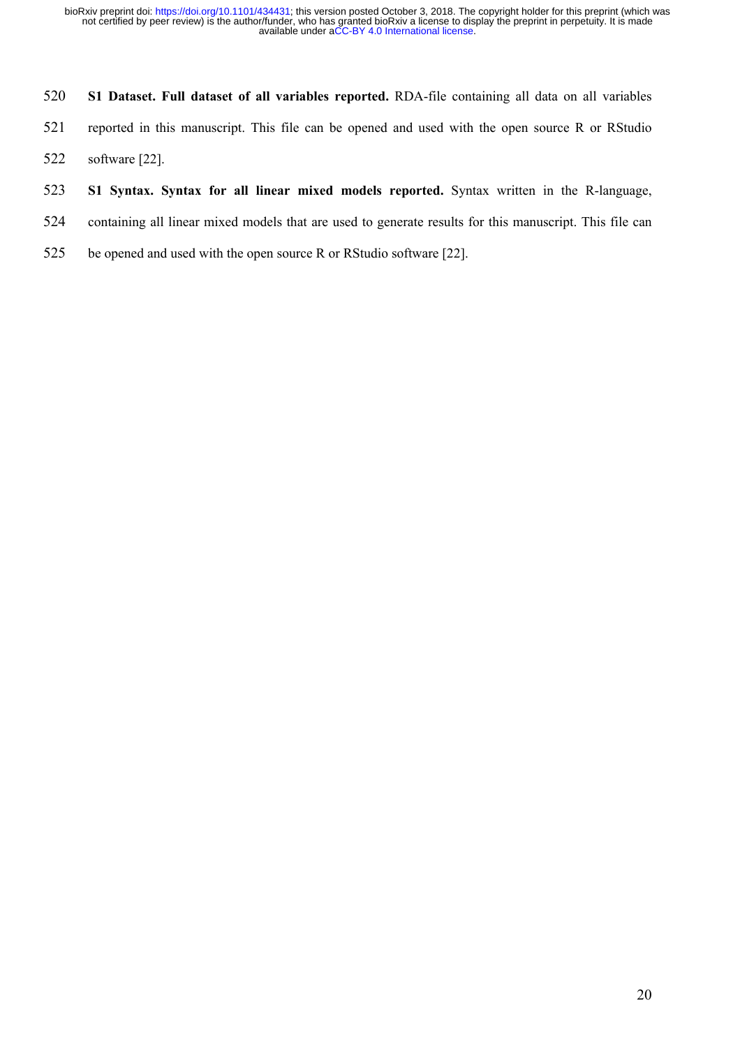**S1 Dataset. Full dataset of all variables reported.** RDA-file containing all data on all variables reported in this manuscript. This file can be opened and used with the open source R or RStudio software [22].

**S1 Syntax. Syntax for all linear mixed models reported.** Syntax written in the R-language, containing all linear mixed models that are used to generate results for this manuscript. This file can be opened and used with the open source R or RStudio software [22].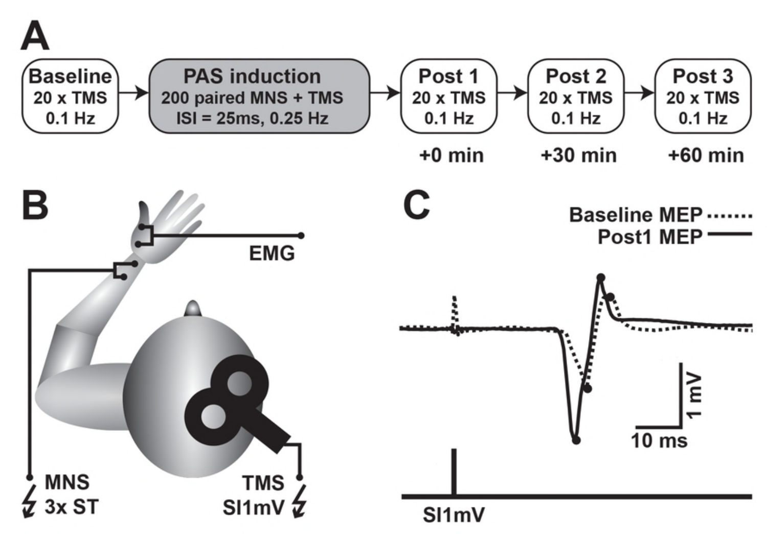**A**

Baseline
20 x TMS
0.1 Hz

PAS induction
200 paired MNS + TMS
ISI = 25ms, 0.25 Hz

Post 1
20 x TMS
0.1 Hz
+0 min

Post 2
20 x TMS
0.1 Hz
+30 min

Post 3
20 x TMS
0.1 Hz
+60 min

**B**

EMG

MNS
3x ST

TMS
SI1mV

**C**

Baseline MEP
Post1 MEP

1 mV

10 ms

SI1mV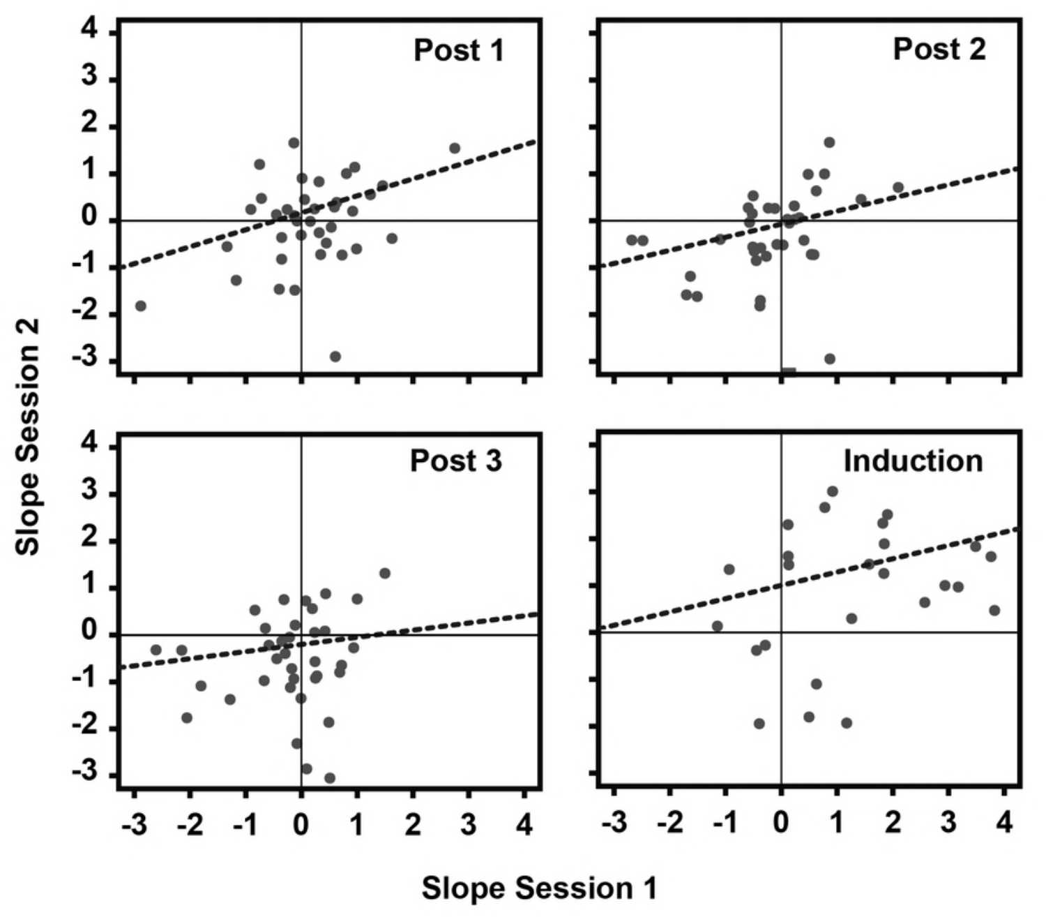Post 1

Post 2

Post 3

Induction

Slope Session 2

Slope Session 1

4
3
2
1
0
-1
-2
-3

-3 -2 -1 0 1 2 3 4